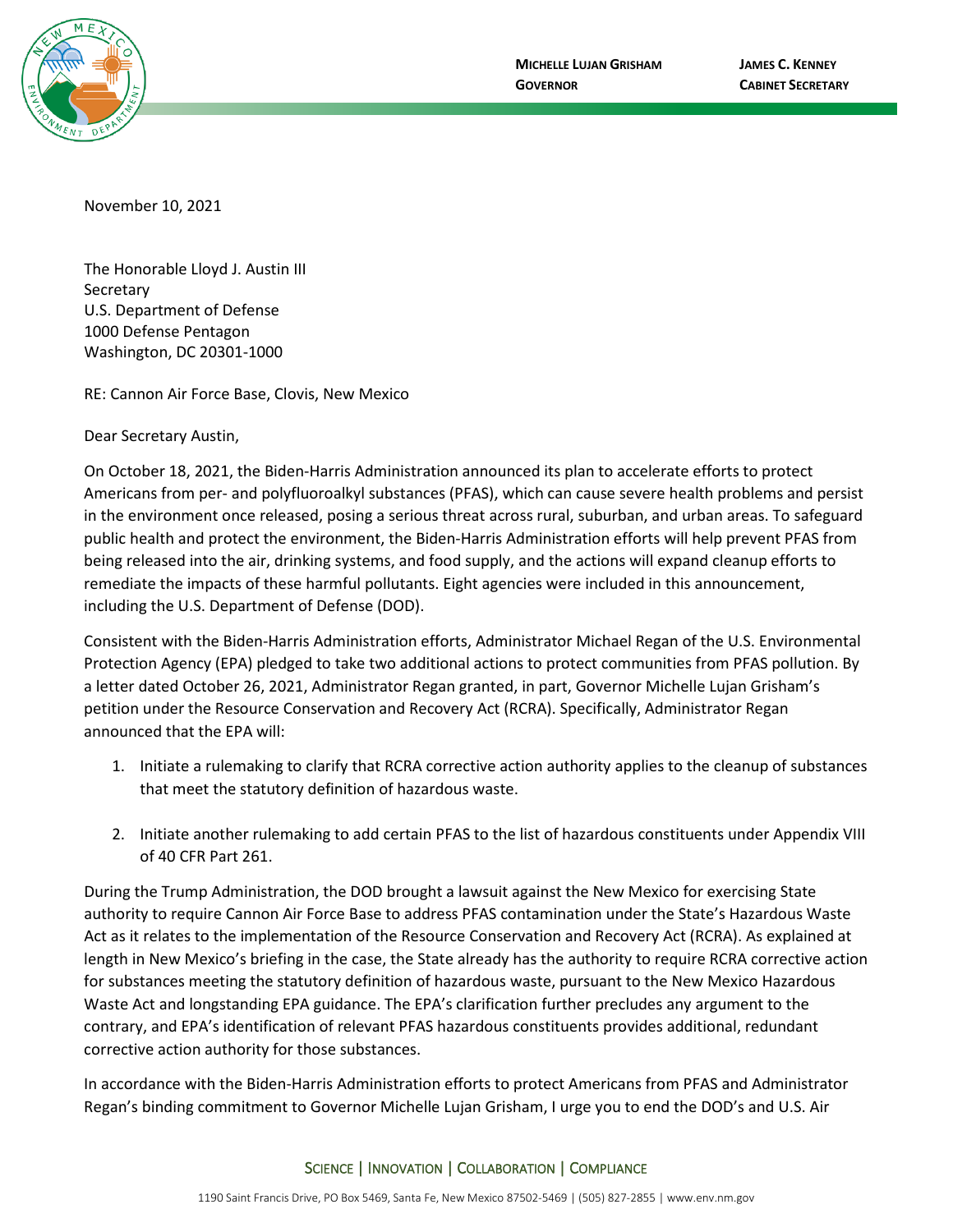MICHELLE LUJAN GRISHAM
GOVERNOR

JAMES C. KENNEY
CABINET SECRETARY

November 10, 2021

The Honorable Lloyd J. Austin III
Secretary
U.S. Department of Defense
1000 Defense Pentagon
Washington, DC 20301-1000

RE: Cannon Air Force Base, Clovis, New Mexico

Dear Secretary Austin,

On October 18, 2021, the Biden-Harris Administration announced its plan to accelerate efforts to protect Americans from per- and polyfluoroalkyl substances (PFAS), which can cause severe health problems and persist in the environment once released, posing a serious threat across rural, suburban, and urban areas. To safeguard public health and protect the environment, the Biden-Harris Administration efforts will help prevent PFAS from being released into the air, drinking systems, and food supply, and the actions will expand cleanup efforts to remediate the impacts of these harmful pollutants. Eight agencies were included in this announcement, including the U.S. Department of Defense (DOD).

Consistent with the Biden-Harris Administration efforts, Administrator Michael Regan of the U.S. Environmental Protection Agency (EPA) pledged to take two additional actions to protect communities from PFAS pollution. By a letter dated October 26, 2021, Administrator Regan granted, in part, Governor Michelle Lujan Grisham's petition under the Resource Conservation and Recovery Act (RCRA). Specifically, Administrator Regan announced that the EPA will:

1. Initiate a rulemaking to clarify that RCRA corrective action authority applies to the cleanup of substances that meet the statutory definition of hazardous waste.

2. Initiate another rulemaking to add certain PFAS to the list of hazardous constituents under Appendix VIII of 40 CFR Part 261.

During the Trump Administration, the DOD brought a lawsuit against the New Mexico for exercising State authority to require Cannon Air Force Base to address PFAS contamination under the State's Hazardous Waste Act as it relates to the implementation of the Resource Conservation and Recovery Act (RCRA). As explained at length in New Mexico's briefing in the case, the State already has the authority to require RCRA corrective action for substances meeting the statutory definition of hazardous waste, pursuant to the New Mexico Hazardous Waste Act and longstanding EPA guidance. The EPA's clarification further precludes any argument to the contrary, and EPA's identification of relevant PFAS hazardous constituents provides additional, redundant corrective action authority for those substances.

In accordance with the Biden-Harris Administration efforts to protect Americans from PFAS and Administrator Regan's binding commitment to Governor Michelle Lujan Grisham, I urge you to end the DOD's and U.S. Air

SCIENCE | INNOVATION | COLLABORATION | COMPLIANCE

1190 Saint Francis Drive, PO Box 5469, Santa Fe, New Mexico 87502-5469 | (505) 827-2855 | www.env.nm.gov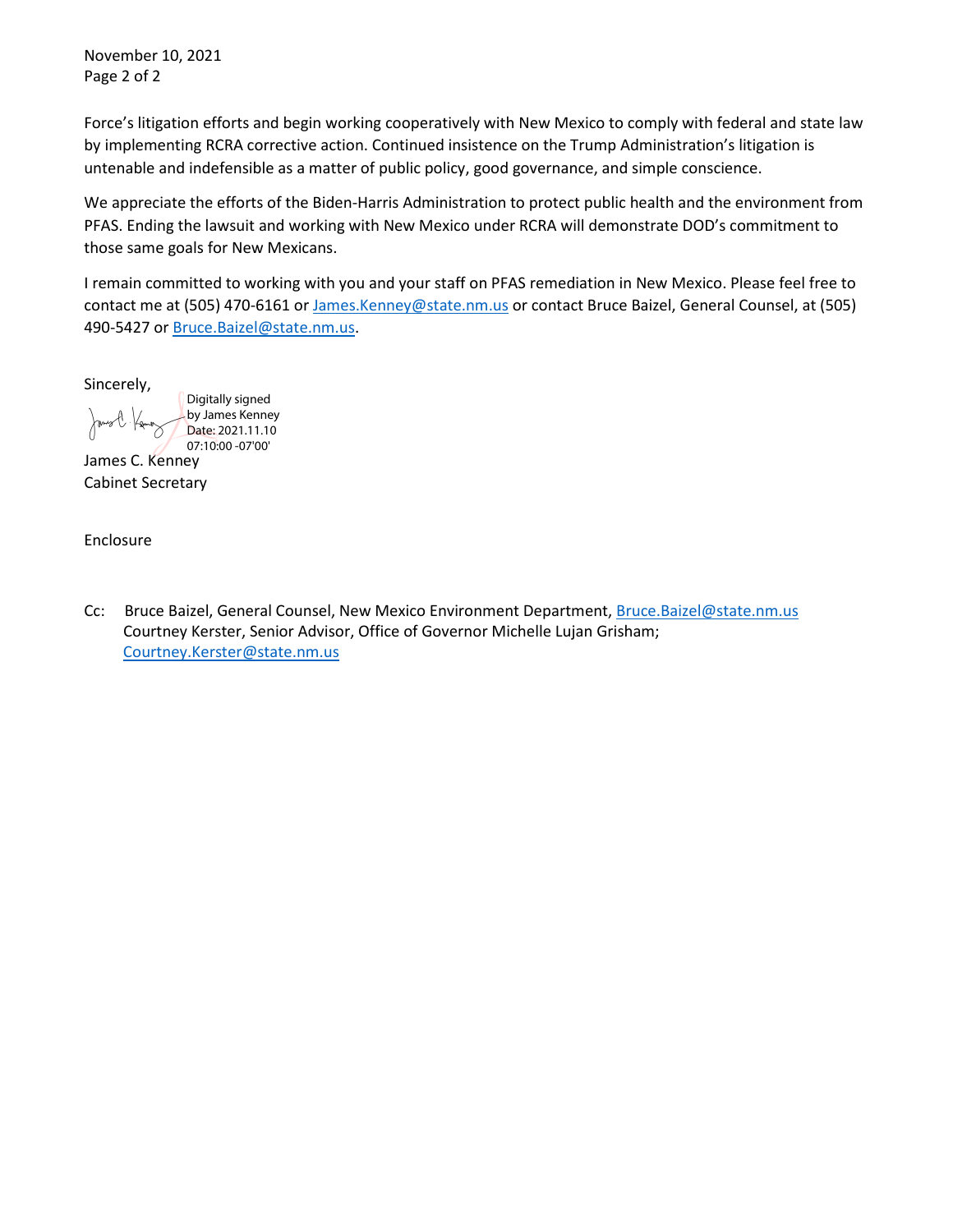Force's litigation efforts and begin working cooperatively with New Mexico to comply with federal and state law by implementing RCRA corrective action. Continued insistence on the Trump Administration's litigation is untenable and indefensible as a matter of public policy, good governance, and simple conscience.

We appreciate the efforts of the Biden-Harris Administration to protect public health and the environment from PFAS. Ending the lawsuit and working with New Mexico under RCRA will demonstrate DOD's commitment to those same goals for New Mexicans.

I remain committed to working with you and your staff on PFAS remediation in New Mexico. Please feel free to contact me at (505) 470-6161 or James.Kenney@state.nm.us or contact Bruce Baizel, General Counsel, at (505) 490-5427 or Bruce.Baizel@state.nm.us.

Sincerely,

Digitally signed by James Kenney
Date: 2021.11.10 07:10:00 -07'00'

James C. Kenney
Cabinet Secretary

Enclosure

Cc: Bruce Baizel, General Counsel, New Mexico Environment Department, Bruce.Baizel@state.nm.us
Courtney Kerster, Senior Advisor, Office of Governor Michelle Lujan Grisham; Courtney.Kerster@state.nm.us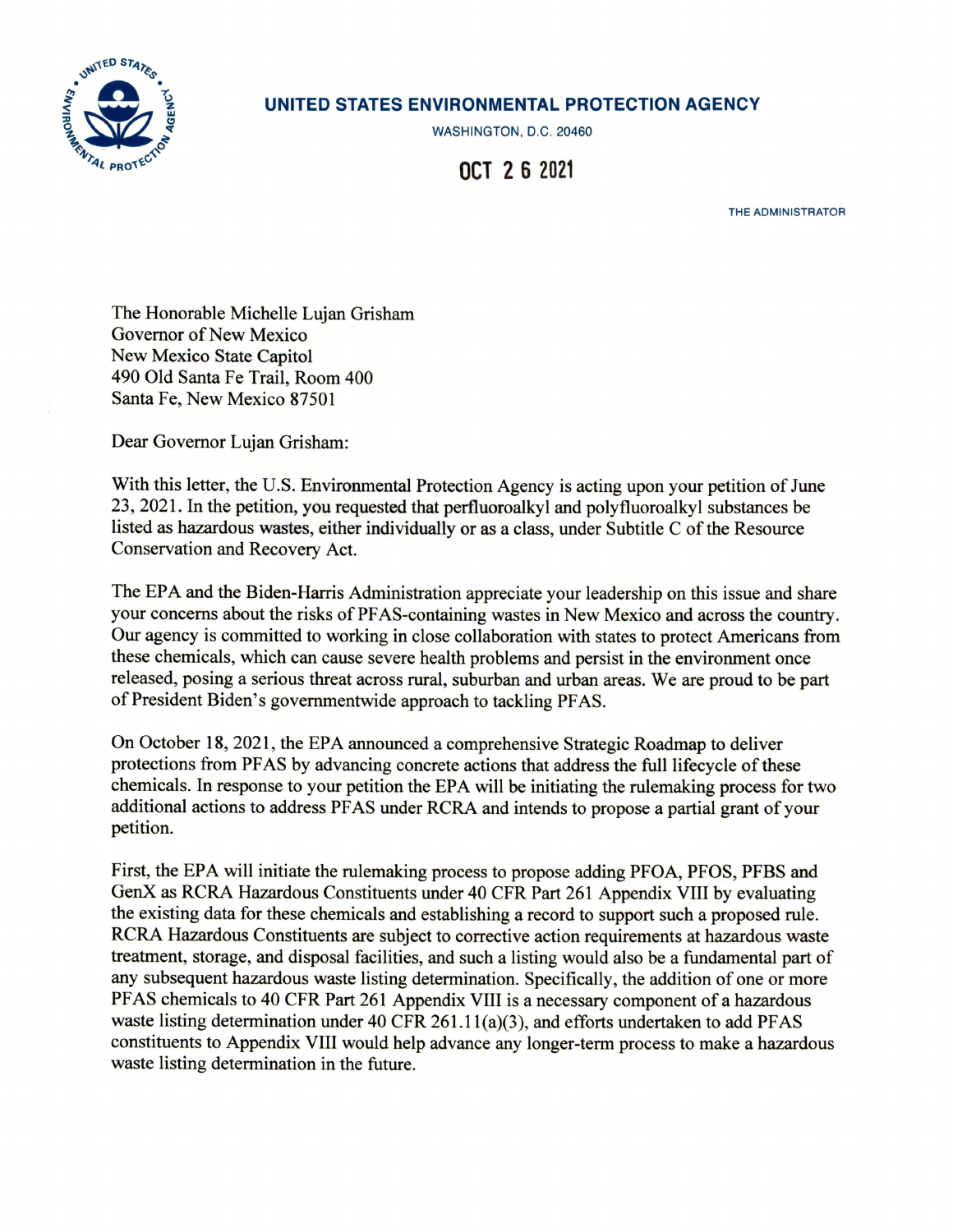UNITED STATES ENVIRONMENTAL PROTECTION AGENCY

WASHINGTON, D.C. 20460

OCT 2 6 2021

THE ADMINISTRATOR

The Honorable Michelle Lujan Grisham
Governor of New Mexico
New Mexico State Capitol
490 Old Santa Fe Trail, Room 400
Santa Fe, New Mexico 87501

Dear Governor Lujan Grisham:

With this letter, the U.S. Environmental Protection Agency is acting upon your petition of June 23, 2021. In the petition, you requested that perfluoroalkyl and polyfluoroalkyl substances be listed as hazardous wastes, either individually or as a class, under Subtitle C of the Resource Conservation and Recovery Act.

The EPA and the Biden-Harris Administration appreciate your leadership on this issue and share your concerns about the risks of PFAS-containing wastes in New Mexico and across the country. Our agency is committed to working in close collaboration with states to protect Americans from these chemicals, which can cause severe health problems and persist in the environment once released, posing a serious threat across rural, suburban and urban areas. We are proud to be part of President Biden's governmentwide approach to tackling PFAS.

On October 18, 2021, the EPA announced a comprehensive Strategic Roadmap to deliver protections from PFAS by advancing concrete actions that address the full lifecycle of these chemicals. In response to your petition the EPA will be initiating the rulemaking process for two additional actions to address PFAS under RCRA and intends to propose a partial grant of your petition.

First, the EPA will initiate the rulemaking process to propose adding PFOA, PFOS, PFBS and GenX as RCRA Hazardous Constituents under 40 CFR Part 261 Appendix VIII by evaluating the existing data for these chemicals and establishing a record to support such a proposed rule. RCRA Hazardous Constituents are subject to corrective action requirements at hazardous waste treatment, storage, and disposal facilities, and such a listing would also be a fundamental part of any subsequent hazardous waste listing determination. Specifically, the addition of one or more PFAS chemicals to 40 CFR Part 261 Appendix VIII is a necessary component of a hazardous waste listing determination under 40 CFR 261.11(a)(3), and efforts undertaken to add PFAS constituents to Appendix VIII would help advance any longer-term process to make a hazardous waste listing determination in the future.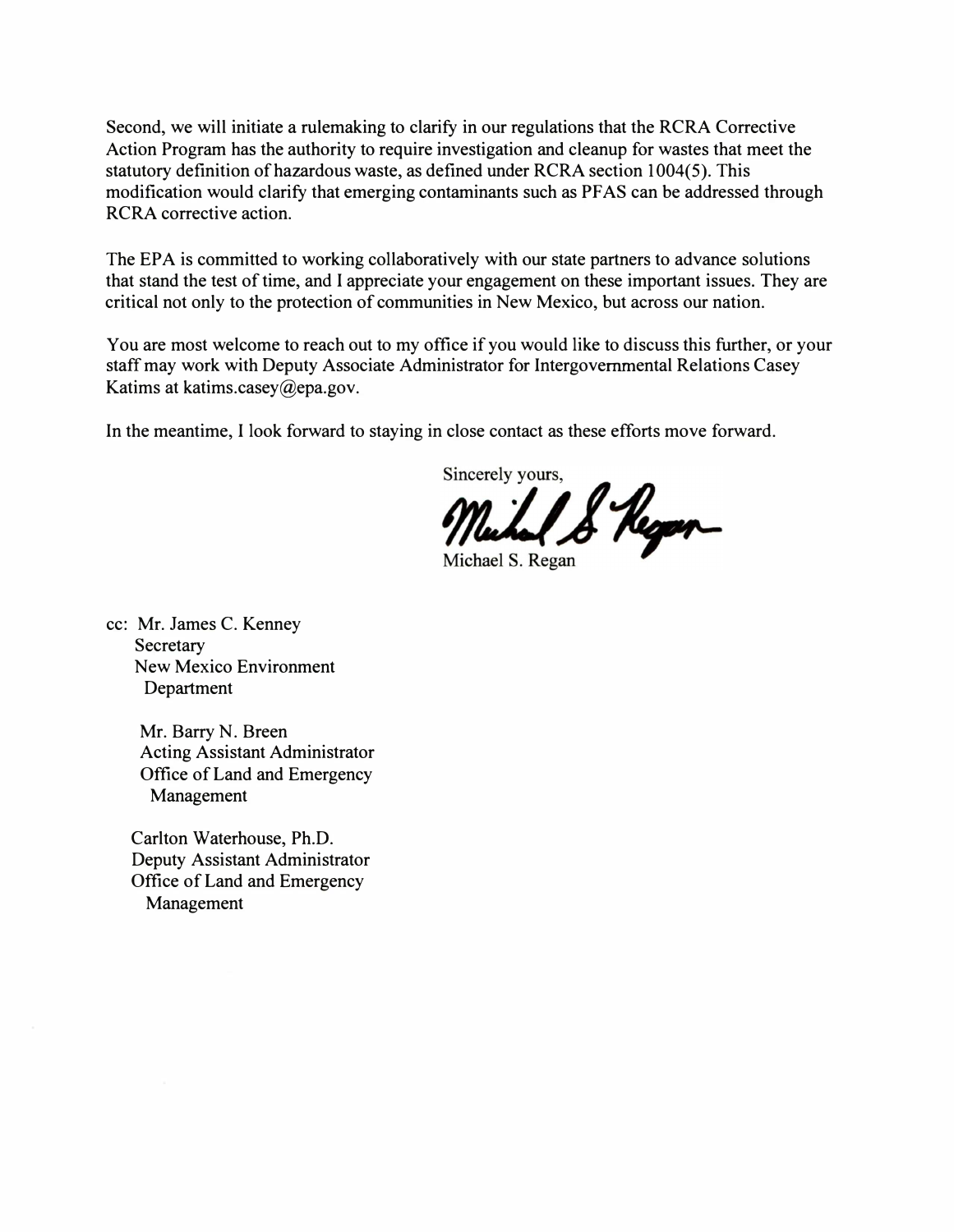Second, we will initiate a rulemaking to clarify in our regulations that the RCRA Corrective Action Program has the authority to require investigation and cleanup for wastes that meet the statutory definition of hazardous waste, as defined under RCRA section 1004(5). This modification would clarify that emerging contaminants such as PFAS can be addressed through RCRA corrective action.

The EPA is committed to working collaboratively with our state partners to advance solutions that stand the test of time, and I appreciate your engagement on these important issues. They are critical not only to the protection of communities in New Mexico, but across our nation.

You are most welcome to reach out to my office if you would like to discuss this further, or your staff may work with Deputy Associate Administrator for Intergovernmental Relations Casey Katims at katims.casey@epa.gov.

In the meantime, I look forward to staying in close contact as these efforts move forward.

Sincerely yours,

Michael S. Regan

cc: Mr. James C. Kenney
Secretary
New Mexico Environment Department

Mr. Barry N. Breen
Acting Assistant Administrator
Office of Land and Emergency Management

Carlton Waterhouse, Ph.D.
Deputy Assistant Administrator
Office of Land and Emergency Management